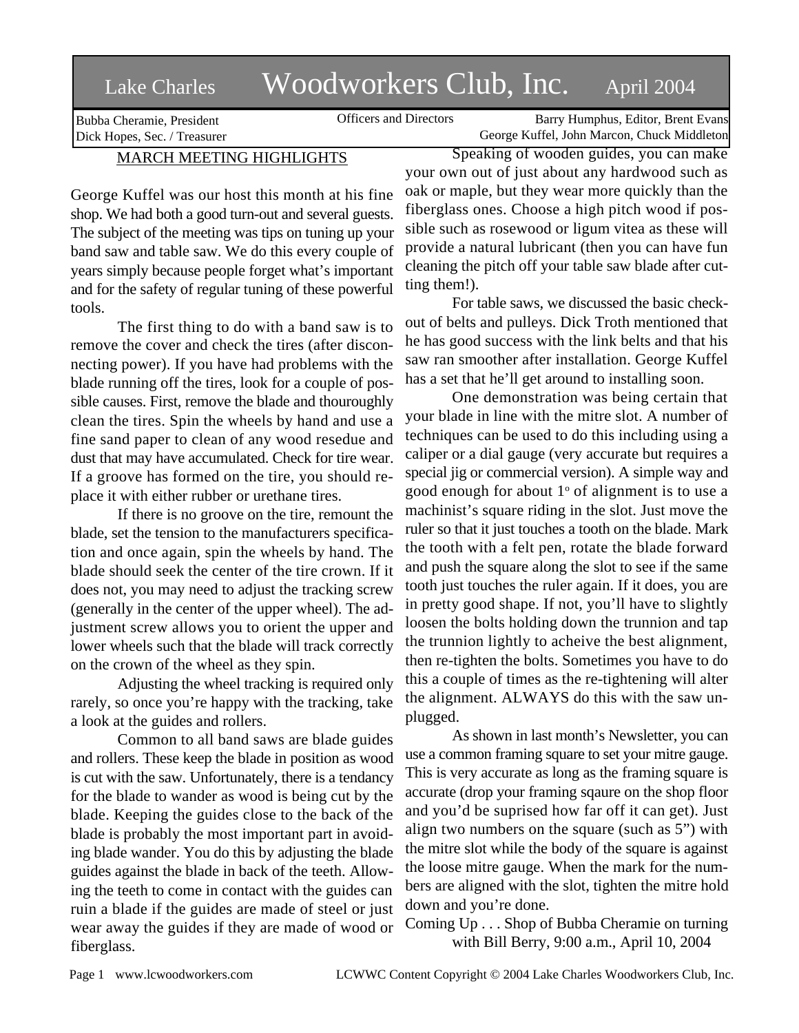# Lake Charles Woodworkers Club, Inc. April 2004

Bubba Cheramie, President
Dick Hopes, Sec. / Treasurer

Officers and Directors

Barry Humphus, Editor, Brent Evans
George Kuffel, John Marcon, Chuck Middleton

## MARCH MEETING HIGHLIGHTS

George Kuffel was our host this month at his fine shop. We had both a good turn-out and several guests. The subject of the meeting was tips on tuning up your band saw and table saw. We do this every couple of years simply because people forget what's important and for the safety of regular tuning of these powerful tools.

The first thing to do with a band saw is to remove the cover and check the tires (after disconnecting power). If you have had problems with the blade running off the tires, look for a couple of possible causes. First, remove the blade and thouroughly clean the tires. Spin the wheels by hand and use a fine sand paper to clean of any wood resedue and dust that may have accumulated. Check for tire wear. If a groove has formed on the tire, you should replace it with either rubber or urethane tires.

If there is no groove on the tire, remount the blade, set the tension to the manufacturers specification and once again, spin the wheels by hand. The blade should seek the center of the tire crown. If it does not, you may need to adjust the tracking screw (generally in the center of the upper wheel). The adjustment screw allows you to orient the upper and lower wheels such that the blade will track correctly on the crown of the wheel as they spin.

Adjusting the wheel tracking is required only rarely, so once you're happy with the tracking, take a look at the guides and rollers.

Common to all band saws are blade guides and rollers. These keep the blade in position as wood is cut with the saw. Unfortunately, there is a tendancy for the blade to wander as wood is being cut by the blade. Keeping the guides close to the back of the blade is probably the most important part in avoiding blade wander. You do this by adjusting the blade guides against the blade in back of the teeth. Allowing the teeth to come in contact with the guides can ruin a blade if the guides are made of steel or just wear away the guides if they are made of wood or fiberglass.

Speaking of wooden guides, you can make your own out of just about any hardwood such as oak or maple, but they wear more quickly than the fiberglass ones. Choose a high pitch wood if possible such as rosewood or ligum vitea as these will provide a natural lubricant (then you can have fun cleaning the pitch off your table saw blade after cutting them!).

For table saws, we discussed the basic checkout of belts and pulleys. Dick Troth mentioned that he has good success with the link belts and that his saw ran smoother after installation. George Kuffel has a set that he'll get around to installing soon.

One demonstration was being certain that your blade in line with the mitre slot. A number of techniques can be used to do this including using a caliper or a dial gauge (very accurate but requires a special jig or commercial version). A simple way and good enough for about 1° of alignment is to use a machinist's square riding in the slot. Just move the ruler so that it just touches a tooth on the blade. Mark the tooth with a felt pen, rotate the blade forward and push the square along the slot to see if the same tooth just touches the ruler again. If it does, you are in pretty good shape. If not, you'll have to slightly loosen the bolts holding down the trunnion and tap the trunnion lightly to acheive the best alignment, then re-tighten the bolts. Sometimes you have to do this a couple of times as the re-tightening will alter the alignment. ALWAYS do this with the saw unplugged.

As shown in last month's Newsletter, you can use a common framing square to set your mitre gauge. This is very accurate as long as the framing square is accurate (drop your framing sqaure on the shop floor and you'd be suprised how far off it can get). Just align two numbers on the square (such as 5") with the mitre slot while the body of the square is against the loose mitre gauge. When the mark for the numbers are aligned with the slot, tighten the mitre hold down and you're done.

Coming Up . . . Shop of Bubba Cheramie on turning with Bill Berry, 9:00 a.m., April 10, 2004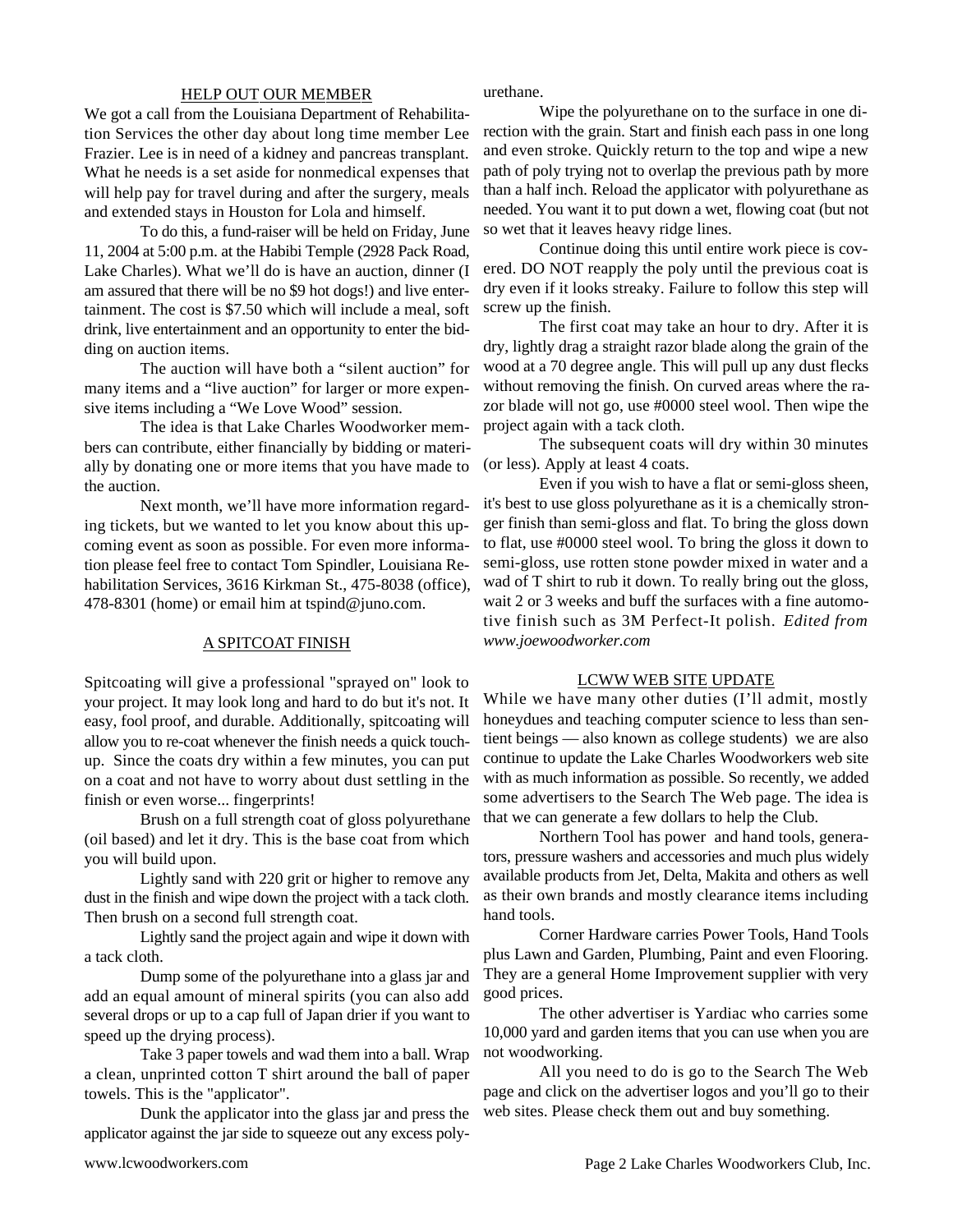## HELP OUT OUR MEMBER

We got a call from the Louisiana Department of Rehabilitation Services the other day about long time member Lee Frazier. Lee is in need of a kidney and pancreas transplant. What he needs is a set aside for nonmedical expenses that will help pay for travel during and after the surgery, meals and extended stays in Houston for Lola and himself.

To do this, a fund-raiser will be held on Friday, June 11, 2004 at 5:00 p.m. at the Habibi Temple (2928 Pack Road, Lake Charles). What we'll do is have an auction, dinner (I am assured that there will be no $9 hot dogs!) and live entertainment. The cost is $7.50 which will include a meal, soft drink, live entertainment and an opportunity to enter the bidding on auction items.

The auction will have both a "silent auction" for many items and a "live auction" for larger or more expensive items including a "We Love Wood" session.

The idea is that Lake Charles Woodworker members can contribute, either financially by bidding or materially by donating one or more items that you have made to the auction.

Next month, we'll have more information regarding tickets, but we wanted to let you know about this upcoming event as soon as possible. For even more information please feel free to contact Tom Spindler, Louisiana Rehabilitation Services, 3616 Kirkman St., 475-8038 (office), 478-8301 (home) or email him at tspind@juno.com.

## A SPITCOAT FINISH

Spitcoating will give a professional "sprayed on" look to your project. It may look long and hard to do but it's not. It easy, fool proof, and durable. Additionally, spitcoating will allow you to re-coat whenever the finish needs a quick touch-up. Since the coats dry within a few minutes, you can put on a coat and not have to worry about dust settling in the finish or even worse... fingerprints!

Brush on a full strength coat of gloss polyurethane (oil based) and let it dry. This is the base coat from which you will build upon.

Lightly sand with 220 grit or higher to remove any dust in the finish and wipe down the project with a tack cloth. Then brush on a second full strength coat.

Lightly sand the project again and wipe it down with a tack cloth.

Dump some of the polyurethane into a glass jar and add an equal amount of mineral spirits (you can also add several drops or up to a cap full of Japan drier if you want to speed up the drying process).

Take 3 paper towels and wad them into a ball. Wrap a clean, unprinted cotton T shirt around the ball of paper towels. This is the "applicator".

Dunk the applicator into the glass jar and press the applicator against the jar side to squeeze out any excess polyurethane.

Wipe the polyurethane on to the surface in one direction with the grain. Start and finish each pass in one long and even stroke. Quickly return to the top and wipe a new path of poly trying not to overlap the previous path by more than a half inch. Reload the applicator with polyurethane as needed. You want it to put down a wet, flowing coat (but not so wet that it leaves heavy ridge lines.

Continue doing this until entire work piece is covered. DO NOT reapply the poly until the previous coat is dry even if it looks streaky. Failure to follow this step will screw up the finish.

The first coat may take an hour to dry. After it is dry, lightly drag a straight razor blade along the grain of the wood at a 70 degree angle. This will pull up any dust flecks without removing the finish. On curved areas where the razor blade will not go, use #0000 steel wool. Then wipe the project again with a tack cloth.

The subsequent coats will dry within 30 minutes (or less). Apply at least 4 coats.

Even if you wish to have a flat or semi-gloss sheen, it's best to use gloss polyurethane as it is a chemically stronger finish than semi-gloss and flat. To bring the gloss down to flat, use #0000 steel wool. To bring the gloss it down to semi-gloss, use rotten stone powder mixed in water and a wad of T shirt to rub it down. To really bring out the gloss, wait 2 or 3 weeks and buff the surfaces with a fine automotive finish such as 3M Perfect-It polish. *Edited from www.joewoodworker.com*

## LCWW WEB SITE UPDATE

While we have many other duties (I'll admit, mostly honeydues and teaching computer science to less than sentient beings — also known as college students) we are also continue to update the Lake Charles Woodworkers web site with as much information as possible. So recently, we added some advertisers to the Search The Web page. The idea is that we can generate a few dollars to help the Club.

Northern Tool has power and hand tools, generators, pressure washers and accessories and much plus widely available products from Jet, Delta, Makita and others as well as their own brands and mostly clearance items including hand tools.

Corner Hardware carries Power Tools, Hand Tools plus Lawn and Garden, Plumbing, Paint and even Flooring. They are a general Home Improvement supplier with very good prices.

The other advertiser is Yardiac who carries some 10,000 yard and garden items that you can use when you are not woodworking.

All you need to do is go to the Search The Web page and click on the advertiser logos and you'll go to their web sites. Please check them out and buy something.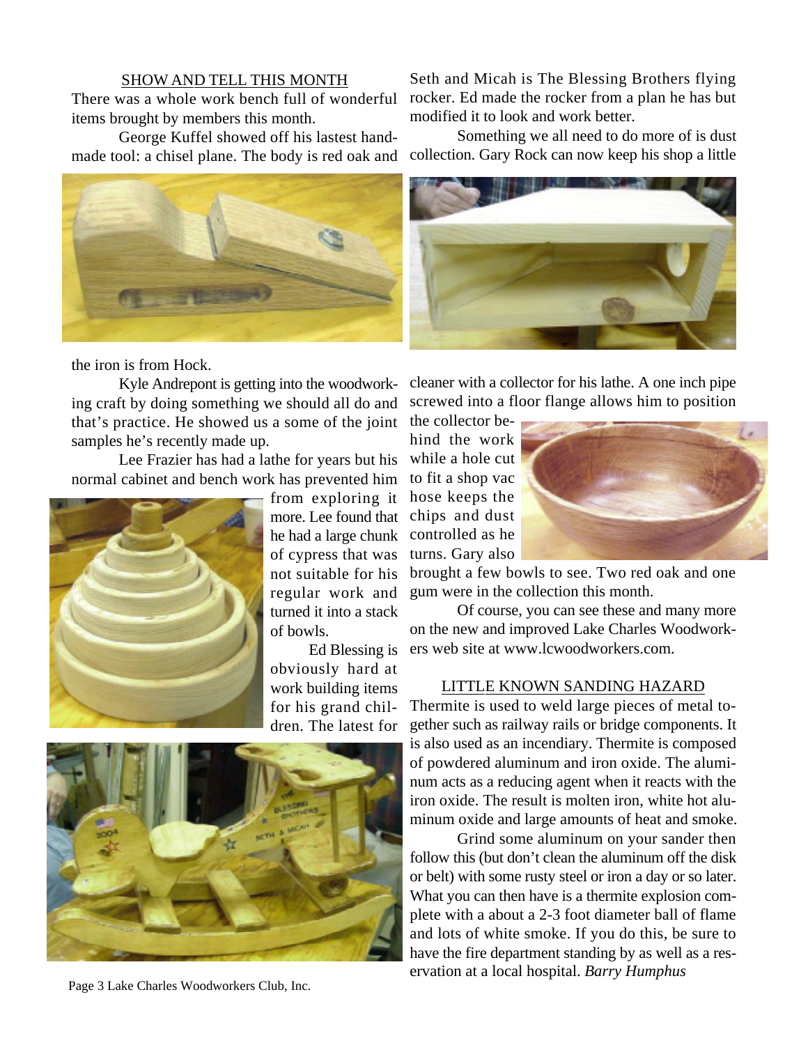## SHOW AND TELL THIS MONTH

There was a whole work bench full of wonderful items brought by members this month.

George Kuffel showed off his lastest handmade tool: a chisel plane. The body is red oak and the iron is from Hock.

Kyle Andrepont is getting into the woodworking craft by doing something we should all do and that's practice. He showed us a some of the joint samples he's recently made up.

Lee Frazier has had a lathe for years but his normal cabinet and bench work has prevented him from exploring it more. Lee found that he had a large chunk of cypress that was not suitable for his regular work and turned it into a stack of bowls.

Ed Blessing is obviously hard at work building items for his grand children. The latest for Seth and Micah is The Blessing Brothers flying rocker. Ed made the rocker from a plan he has but modified it to look and work better.

Something we all need to do more of is dust collection. Gary Rock can now keep his shop a little cleaner with a collector for his lathe. A one inch pipe screwed into a floor flange allows him to position the collector behind the work while a hole cut to fit a shop vac hose keeps the chips and dust controlled as he turns. Gary also brought a few bowls to see. Two red oak and one gum were in the collection this month.

Of course, you can see these and many more on the new and improved Lake Charles Woodworkers web site at www.lcwoodworkers.com.

## LITTLE KNOWN SANDING HAZARD

Thermite is used to weld large pieces of metal together such as railway rails or bridge components. It is also used as an incendiary. Thermite is composed of powdered aluminum and iron oxide. The aluminum acts as a reducing agent when it reacts with the iron oxide. The result is molten iron, white hot aluminum oxide and large amounts of heat and smoke.

Grind some aluminum on your sander then follow this (but don't clean the aluminum off the disk or belt) with some rusty steel or iron a day or so later. What you can then have is a thermite explosion complete with a about a 2-3 foot diameter ball of flame and lots of white smoke. If you do this, be sure to have the fire department standing by as well as a reservation at a local hospital. *Barry Humphus*